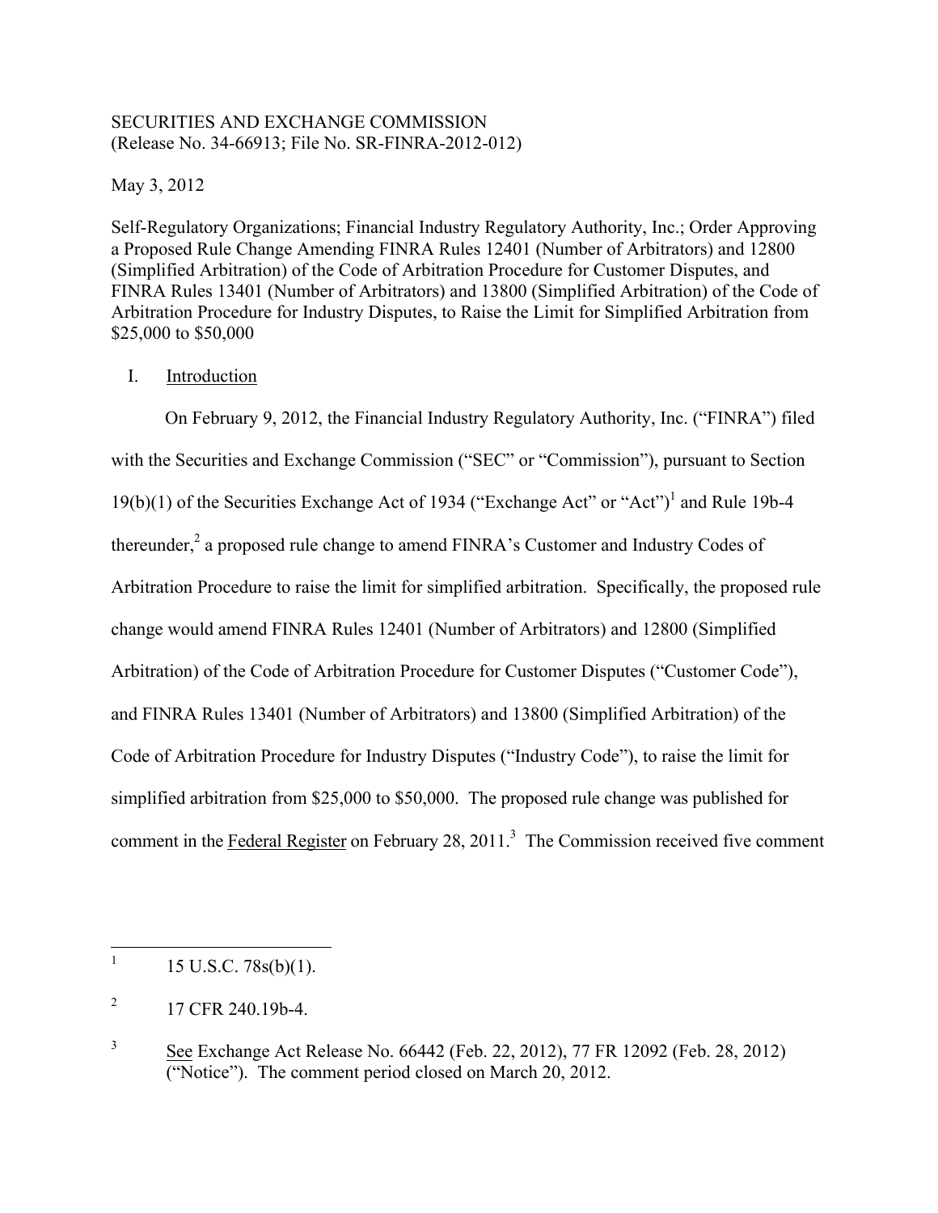SECURITIES AND EXCHANGE COMMISSION
(Release No. 34-66913; File No. SR-FINRA-2012-012)

May 3, 2012

Self-Regulatory Organizations; Financial Industry Regulatory Authority, Inc.; Order Approving a Proposed Rule Change Amending FINRA Rules 12401 (Number of Arbitrators) and 12800 (Simplified Arbitration) of the Code of Arbitration Procedure for Customer Disputes, and FINRA Rules 13401 (Number of Arbitrators) and 13800 (Simplified Arbitration) of the Code of Arbitration Procedure for Industry Disputes, to Raise the Limit for Simplified Arbitration from $25,000 to $50,000

## I. Introduction

On February 9, 2012, the Financial Industry Regulatory Authority, Inc. ("FINRA") filed with the Securities and Exchange Commission ("SEC" or "Commission"), pursuant to Section 19(b)(1) of the Securities Exchange Act of 1934 ("Exchange Act" or "Act")[1] and Rule 19b-4 thereunder,[2] a proposed rule change to amend FINRA's Customer and Industry Codes of Arbitration Procedure to raise the limit for simplified arbitration. Specifically, the proposed rule change would amend FINRA Rules 12401 (Number of Arbitrators) and 12800 (Simplified Arbitration) of the Code of Arbitration Procedure for Customer Disputes ("Customer Code"), and FINRA Rules 13401 (Number of Arbitrators) and 13800 (Simplified Arbitration) of the Code of Arbitration Procedure for Industry Disputes ("Industry Code"), to raise the limit for simplified arbitration from $25,000 to $50,000. The proposed rule change was published for comment in the Federal Register on February 28, 2011.[3] The Commission received five comment

---

[1] 15 U.S.C. 78s(b)(1).

[2] 17 CFR 240.19b-4.

[3] See Exchange Act Release No. 66442 (Feb. 22, 2012), 77 FR 12092 (Feb. 28, 2012) ("Notice"). The comment period closed on March 20, 2012.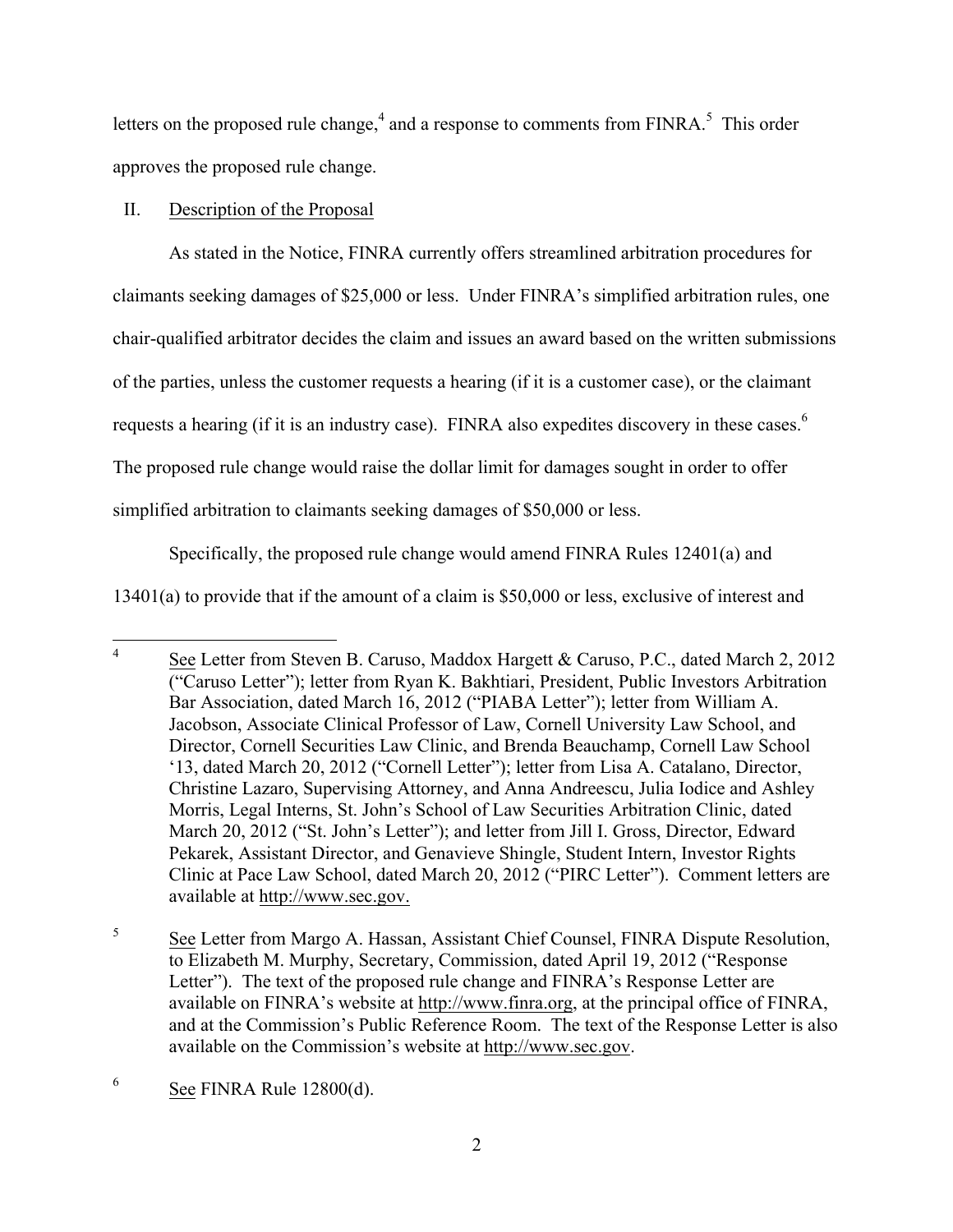letters on the proposed rule change,[4] and a response to comments from FINRA.[5] This order approves the proposed rule change.

## II. Description of the Proposal

As stated in the Notice, FINRA currently offers streamlined arbitration procedures for claimants seeking damages of $25,000 or less. Under FINRA's simplified arbitration rules, one chair-qualified arbitrator decides the claim and issues an award based on the written submissions of the parties, unless the customer requests a hearing (if it is a customer case), or the claimant requests a hearing (if it is an industry case). FINRA also expedites discovery in these cases.[6] The proposed rule change would raise the dollar limit for damages sought in order to offer simplified arbitration to claimants seeking damages of $50,000 or less.

Specifically, the proposed rule change would amend FINRA Rules 12401(a) and 13401(a) to provide that if the amount of a claim is $50,000 or less, exclusive of interest and

---

[4] See Letter from Steven B. Caruso, Maddox Hargett & Caruso, P.C., dated March 2, 2012 ("Caruso Letter"); letter from Ryan K. Bakhtiari, President, Public Investors Arbitration Bar Association, dated March 16, 2012 ("PIABA Letter"); letter from William A. Jacobson, Associate Clinical Professor of Law, Cornell University Law School, and Director, Cornell Securities Law Clinic, and Brenda Beauchamp, Cornell Law School '13, dated March 20, 2012 ("Cornell Letter"); letter from Lisa A. Catalano, Director, Christine Lazaro, Supervising Attorney, and Anna Andreescu, Julia Iodice and Ashley Morris, Legal Interns, St. John's School of Law Securities Arbitration Clinic, dated March 20, 2012 ("St. John's Letter"); and letter from Jill I. Gross, Director, Edward Pekarek, Assistant Director, and Genavieve Shingle, Student Intern, Investor Rights Clinic at Pace Law School, dated March 20, 2012 ("PIRC Letter"). Comment letters are available at http://www.sec.gov.

[5] See Letter from Margo A. Hassan, Assistant Chief Counsel, FINRA Dispute Resolution, to Elizabeth M. Murphy, Secretary, Commission, dated April 19, 2012 ("Response Letter"). The text of the proposed rule change and FINRA's Response Letter are available on FINRA's website at http://www.finra.org, at the principal office of FINRA, and at the Commission's Public Reference Room. The text of the Response Letter is also available on the Commission's website at http://www.sec.gov.

[6] See FINRA Rule 12800(d).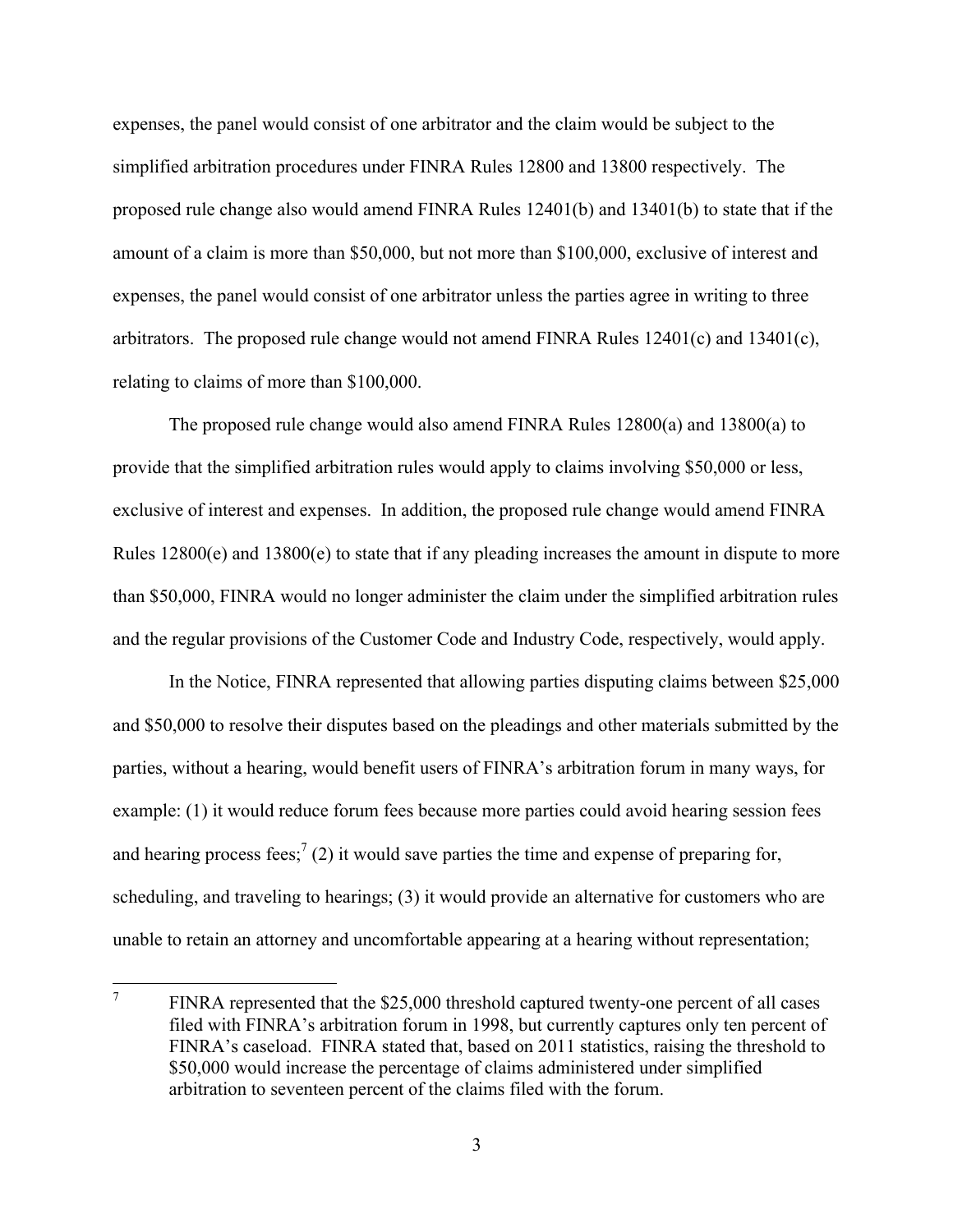expenses, the panel would consist of one arbitrator and the claim would be subject to the simplified arbitration procedures under FINRA Rules 12800 and 13800 respectively. The proposed rule change also would amend FINRA Rules 12401(b) and 13401(b) to state that if the amount of a claim is more than $50,000, but not more than $100,000, exclusive of interest and expenses, the panel would consist of one arbitrator unless the parties agree in writing to three arbitrators. The proposed rule change would not amend FINRA Rules 12401(c) and 13401(c), relating to claims of more than $100,000.

The proposed rule change would also amend FINRA Rules 12800(a) and 13800(a) to provide that the simplified arbitration rules would apply to claims involving $50,000 or less, exclusive of interest and expenses. In addition, the proposed rule change would amend FINRA Rules 12800(e) and 13800(e) to state that if any pleading increases the amount in dispute to more than $50,000, FINRA would no longer administer the claim under the simplified arbitration rules and the regular provisions of the Customer Code and Industry Code, respectively, would apply.

In the Notice, FINRA represented that allowing parties disputing claims between $25,000 and $50,000 to resolve their disputes based on the pleadings and other materials submitted by the parties, without a hearing, would benefit users of FINRA's arbitration forum in many ways, for example: (1) it would reduce forum fees because more parties could avoid hearing session fees and hearing process fees;[7] (2) it would save parties the time and expense of preparing for, scheduling, and traveling to hearings; (3) it would provide an alternative for customers who are unable to retain an attorney and uncomfortable appearing at a hearing without representation;

---

[7] FINRA represented that the $25,000 threshold captured twenty-one percent of all cases filed with FINRA's arbitration forum in 1998, but currently captures only ten percent of FINRA's caseload. FINRA stated that, based on 2011 statistics, raising the threshold to $50,000 would increase the percentage of claims administered under simplified arbitration to seventeen percent of the claims filed with the forum.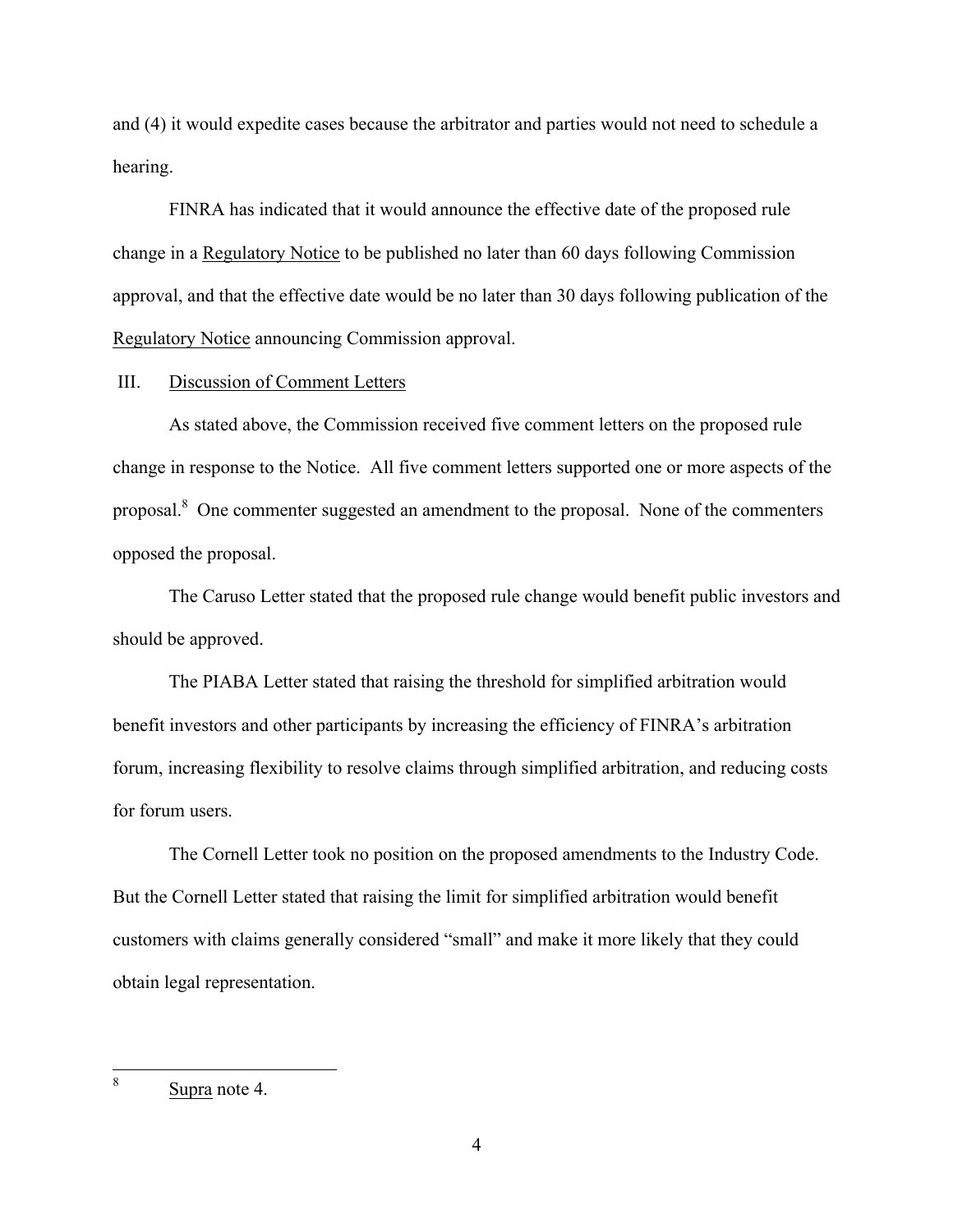and (4) it would expedite cases because the arbitrator and parties would not need to schedule a hearing.

FINRA has indicated that it would announce the effective date of the proposed rule change in a Regulatory Notice to be published no later than 60 days following Commission approval, and that the effective date would be no later than 30 days following publication of the Regulatory Notice announcing Commission approval.

## III. Discussion of Comment Letters

As stated above, the Commission received five comment letters on the proposed rule change in response to the Notice. All five comment letters supported one or more aspects of the proposal.[8] One commenter suggested an amendment to the proposal. None of the commenters opposed the proposal.

The Caruso Letter stated that the proposed rule change would benefit public investors and should be approved.

The PIABA Letter stated that raising the threshold for simplified arbitration would benefit investors and other participants by increasing the efficiency of FINRA's arbitration forum, increasing flexibility to resolve claims through simplified arbitration, and reducing costs for forum users.

The Cornell Letter took no position on the proposed amendments to the Industry Code. But the Cornell Letter stated that raising the limit for simplified arbitration would benefit customers with claims generally considered "small" and make it more likely that they could obtain legal representation.

---

[8] Supra note 4.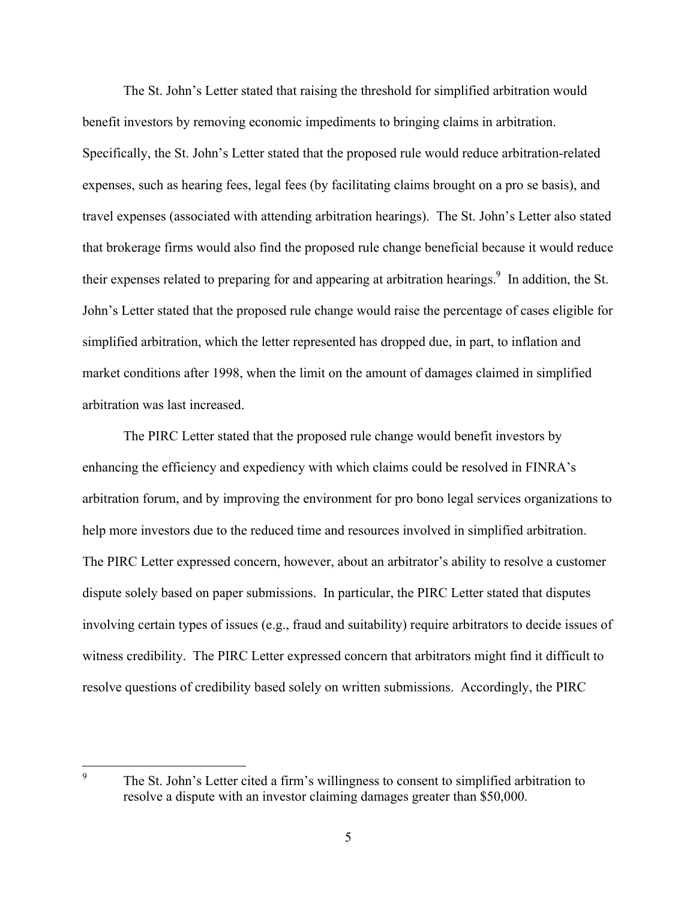The St. John's Letter stated that raising the threshold for simplified arbitration would benefit investors by removing economic impediments to bringing claims in arbitration. Specifically, the St. John's Letter stated that the proposed rule would reduce arbitration-related expenses, such as hearing fees, legal fees (by facilitating claims brought on a pro se basis), and travel expenses (associated with attending arbitration hearings). The St. John's Letter also stated that brokerage firms would also find the proposed rule change beneficial because it would reduce their expenses related to preparing for and appearing at arbitration hearings.[9] In addition, the St. John's Letter stated that the proposed rule change would raise the percentage of cases eligible for simplified arbitration, which the letter represented has dropped due, in part, to inflation and market conditions after 1998, when the limit on the amount of damages claimed in simplified arbitration was last increased.

The PIRC Letter stated that the proposed rule change would benefit investors by enhancing the efficiency and expediency with which claims could be resolved in FINRA's arbitration forum, and by improving the environment for pro bono legal services organizations to help more investors due to the reduced time and resources involved in simplified arbitration. The PIRC Letter expressed concern, however, about an arbitrator's ability to resolve a customer dispute solely based on paper submissions. In particular, the PIRC Letter stated that disputes involving certain types of issues (e.g., fraud and suitability) require arbitrators to decide issues of witness credibility. The PIRC Letter expressed concern that arbitrators might find it difficult to resolve questions of credibility based solely on written submissions. Accordingly, the PIRC

---

[9] The St. John's Letter cited a firm's willingness to consent to simplified arbitration to resolve a dispute with an investor claiming damages greater than $50,000.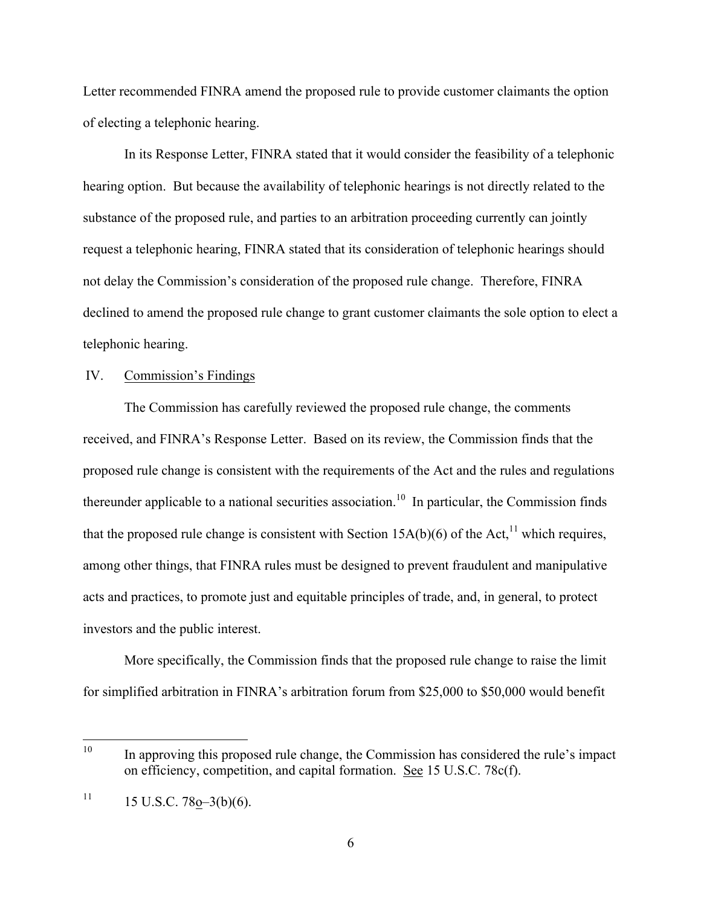Letter recommended FINRA amend the proposed rule to provide customer claimants the option of electing a telephonic hearing.

In its Response Letter, FINRA stated that it would consider the feasibility of a telephonic hearing option. But because the availability of telephonic hearings is not directly related to the substance of the proposed rule, and parties to an arbitration proceeding currently can jointly request a telephonic hearing, FINRA stated that its consideration of telephonic hearings should not delay the Commission's consideration of the proposed rule change. Therefore, FINRA declined to amend the proposed rule change to grant customer claimants the sole option to elect a telephonic hearing.

## IV. Commission's Findings

The Commission has carefully reviewed the proposed rule change, the comments received, and FINRA's Response Letter. Based on its review, the Commission finds that the proposed rule change is consistent with the requirements of the Act and the rules and regulations thereunder applicable to a national securities association.[10] In particular, the Commission finds that the proposed rule change is consistent with Section 15A(b)(6) of the Act,[11] which requires, among other things, that FINRA rules must be designed to prevent fraudulent and manipulative acts and practices, to promote just and equitable principles of trade, and, in general, to protect investors and the public interest.

More specifically, the Commission finds that the proposed rule change to raise the limit for simplified arbitration in FINRA's arbitration forum from \$25,000 to \$50,000 would benefit

---

[10] In approving this proposed rule change, the Commission has considered the rule's impact on efficiency, competition, and capital formation. See 15 U.S.C. 78c(f).

[11] 15 U.S.C. 78o–3(b)(6).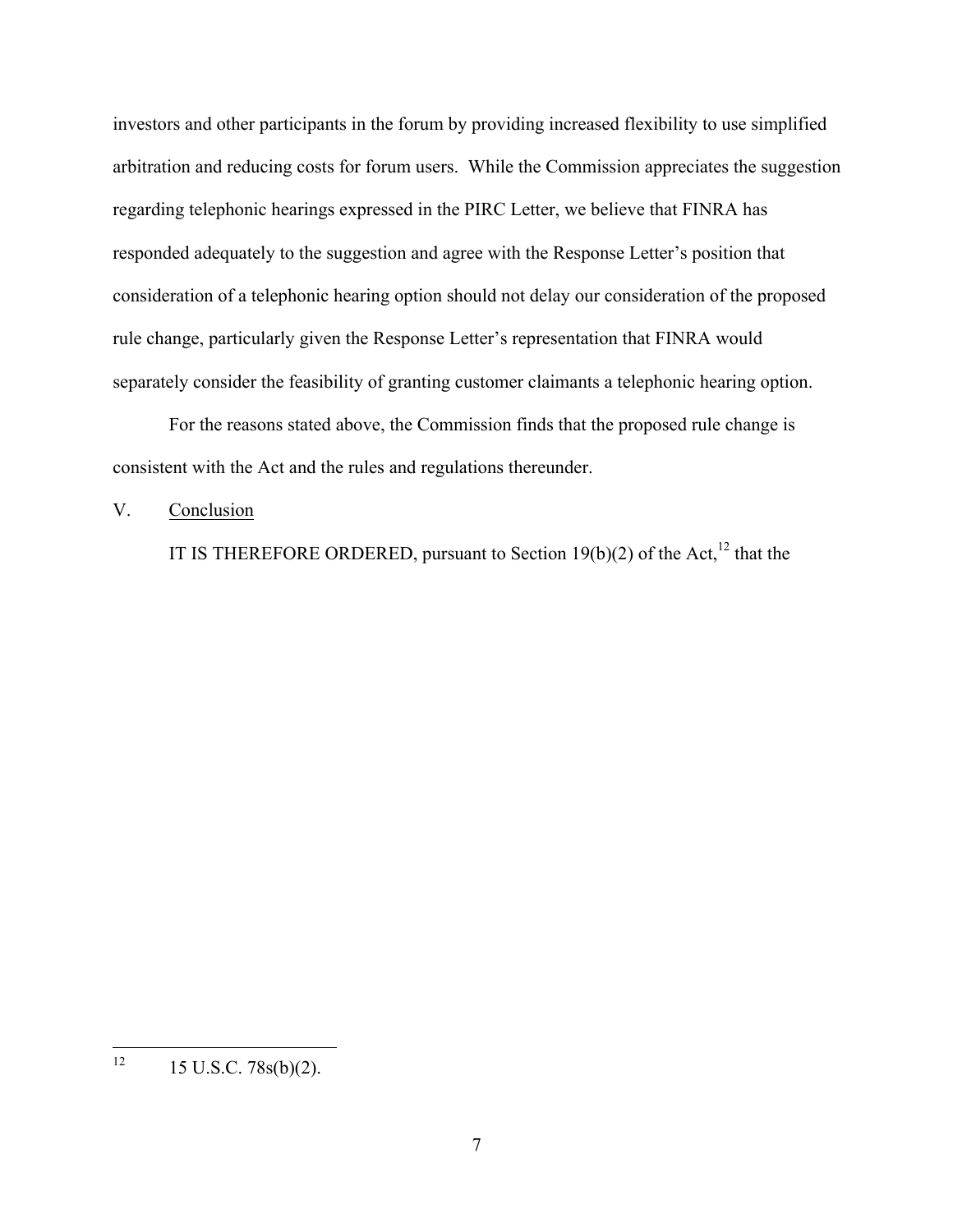investors and other participants in the forum by providing increased flexibility to use simplified arbitration and reducing costs for forum users. While the Commission appreciates the suggestion regarding telephonic hearings expressed in the PIRC Letter, we believe that FINRA has responded adequately to the suggestion and agree with the Response Letter's position that consideration of a telephonic hearing option should not delay our consideration of the proposed rule change, particularly given the Response Letter's representation that FINRA would separately consider the feasibility of granting customer claimants a telephonic hearing option.

For the reasons stated above, the Commission finds that the proposed rule change is consistent with the Act and the rules and regulations thereunder.

## V. Conclusion

IT IS THEREFORE ORDERED, pursuant to Section 19(b)(2) of the Act,[12] that the

---

[12] 15 U.S.C. 78s(b)(2).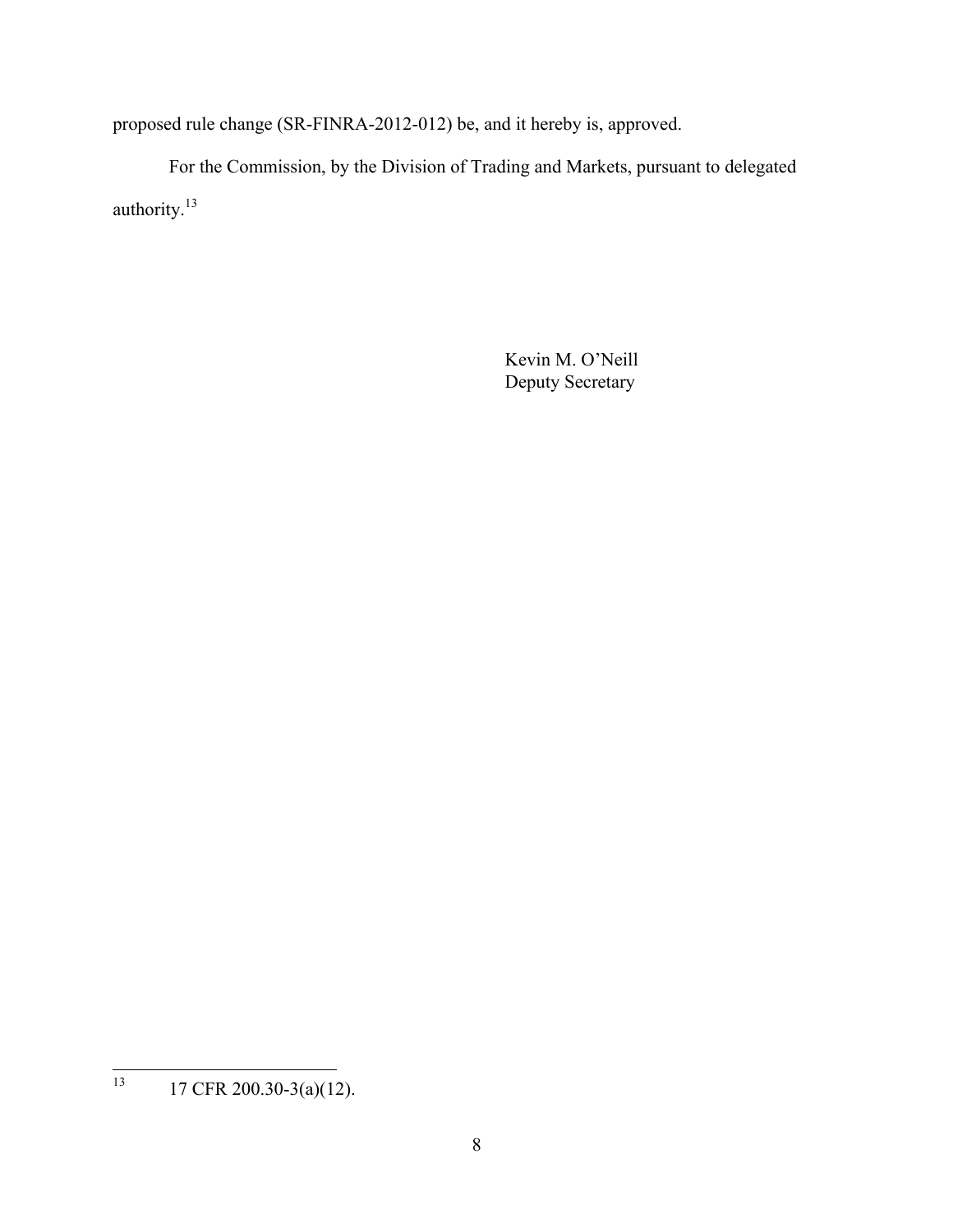proposed rule change (SR-FINRA-2012-012) be, and it hereby is, approved.

For the Commission, by the Division of Trading and Markets, pursuant to delegated authority.[13]

Kevin M. O'Neill
Deputy Secretary

---

[13] 17 CFR 200.30-3(a)(12).